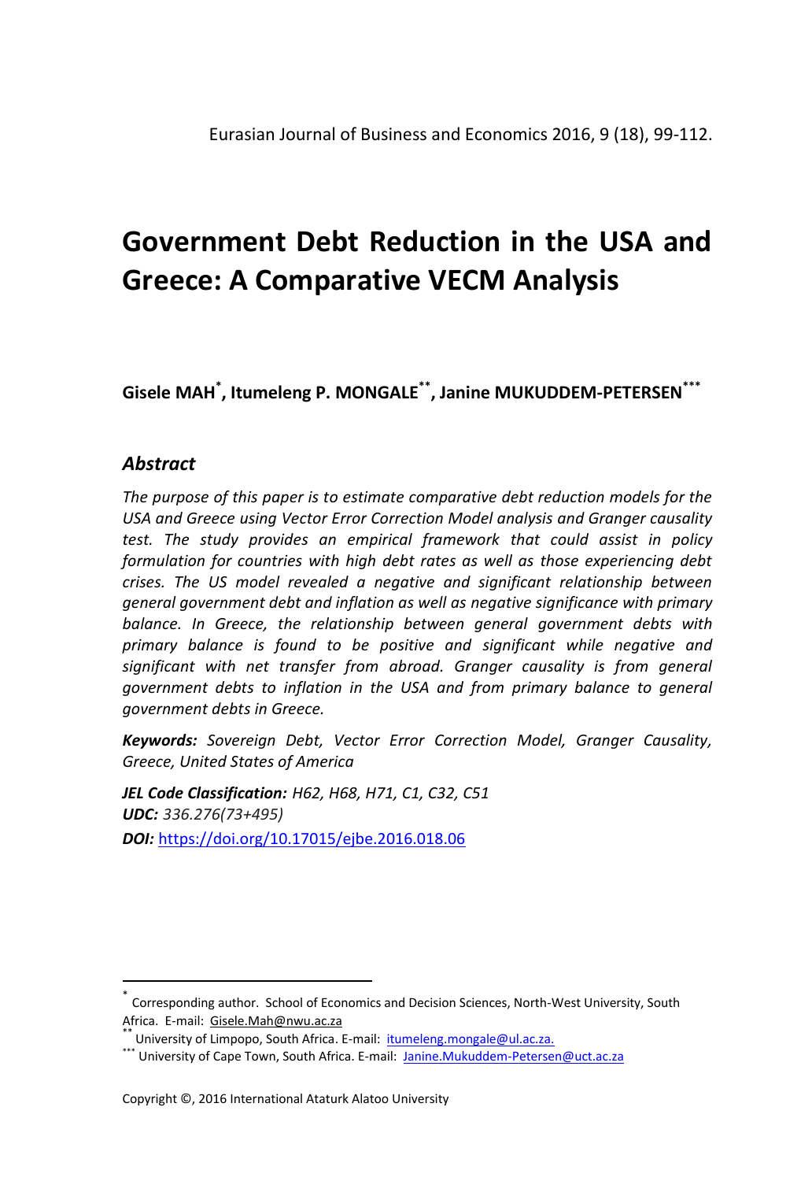# Government Debt Reduction in the USA and Greece: A Comparative VECM Analysis

**Gisele MAH[*], Itumeleng P. MONGALE[**], Janine MUKUDDEM-PETERSEN[***]**

## *Abstract*

*The purpose of this paper is to estimate comparative debt reduction models for the USA and Greece using Vector Error Correction Model analysis and Granger causality test. The study provides an empirical framework that could assist in policy formulation for countries with high debt rates as well as those experiencing debt crises. The US model revealed a negative and significant relationship between general government debt and inflation as well as negative significance with primary balance. In Greece, the relationship between general government debts with primary balance is found to be positive and significant while negative and significant with net transfer from abroad. Granger causality is from general government debts to inflation in the USA and from primary balance to general government debts in Greece.*

***Keywords:*** *Sovereign Debt, Vector Error Correction Model, Granger Causality, Greece, United States of America*

***JEL Code Classification:*** *H62, H68, H71, C1, C32, C51*
***UDC:*** *336.276(73+495)*
***DOI:*** https://doi.org/10.17015/ejbe.2016.018.06

---

[*] Corresponding author. School of Economics and Decision Sciences, North-West University, South Africa. E-mail: Gisele.Mah@nwu.ac.za

[**] University of Limpopo, South Africa. E-mail: itumeleng.mongale@ul.ac.za.

[***] University of Cape Town, South Africa. E-mail: Janine.Mukuddem-Petersen@uct.ac.za

Copyright ©, 2016 International Ataturk Alatoo University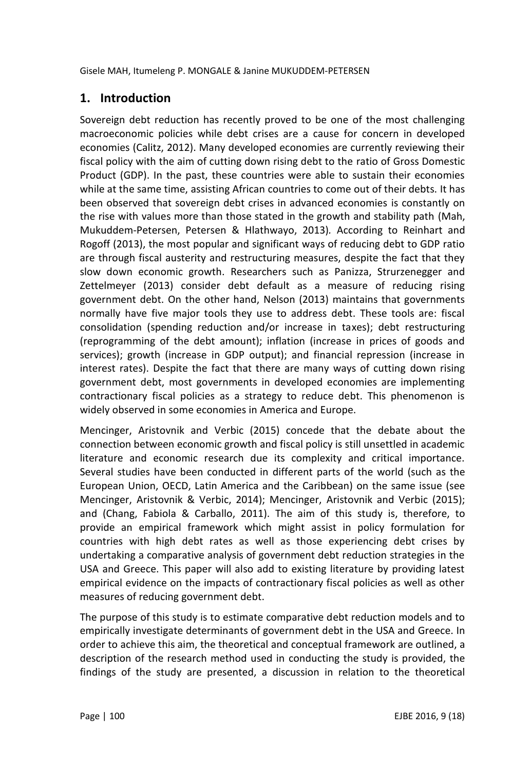## 1. Introduction

Sovereign debt reduction has recently proved to be one of the most challenging macroeconomic policies while debt crises are a cause for concern in developed economies (Calitz, 2012). Many developed economies are currently reviewing their fiscal policy with the aim of cutting down rising debt to the ratio of Gross Domestic Product (GDP). In the past, these countries were able to sustain their economies while at the same time, assisting African countries to come out of their debts. It has been observed that sovereign debt crises in advanced economies is constantly on the rise with values more than those stated in the growth and stability path (Mah, Mukuddem-Petersen, Petersen & Hlathwayo, 2013). According to Reinhart and Rogoff (2013), the most popular and significant ways of reducing debt to GDP ratio are through fiscal austerity and restructuring measures, despite the fact that they slow down economic growth. Researchers such as Panizza, Sturzenegger and Zettelmeyer (2013) consider debt default as a measure of reducing rising government debt. On the other hand, Nelson (2013) maintains that governments normally have five major tools they use to address debt. These tools are: fiscal consolidation (spending reduction and/or increase in taxes); debt restructuring (reprogramming of the debt amount); inflation (increase in prices of goods and services); growth (increase in GDP output); and financial repression (increase in interest rates). Despite the fact that there are many ways of cutting down rising government debt, most governments in developed economies are implementing contractionary fiscal policies as a strategy to reduce debt. This phenomenon is widely observed in some economies in America and Europe.

Mencinger, Aristovnik and Verbic (2015) concede that the debate about the connection between economic growth and fiscal policy is still unsettled in academic literature and economic research due its complexity and critical importance. Several studies have been conducted in different parts of the world (such as the European Union, OECD, Latin America and the Caribbean) on the same issue (see Mencinger, Aristovnik & Verbic, 2014); Mencinger, Aristovnik and Verbic (2015); and (Chang, Fabiola & Carballo, 2011). The aim of this study is, therefore, to provide an empirical framework which might assist in policy formulation for countries with high debt rates as well as those experiencing debt crises by undertaking a comparative analysis of government debt reduction strategies in the USA and Greece. This paper will also add to existing literature by providing latest empirical evidence on the impacts of contractionary fiscal policies as well as other measures of reducing government debt.

The purpose of this study is to estimate comparative debt reduction models and to empirically investigate determinants of government debt in the USA and Greece. In order to achieve this aim, the theoretical and conceptual framework are outlined, a description of the research method used in conducting the study is provided, the findings of the study are presented, a discussion in relation to the theoretical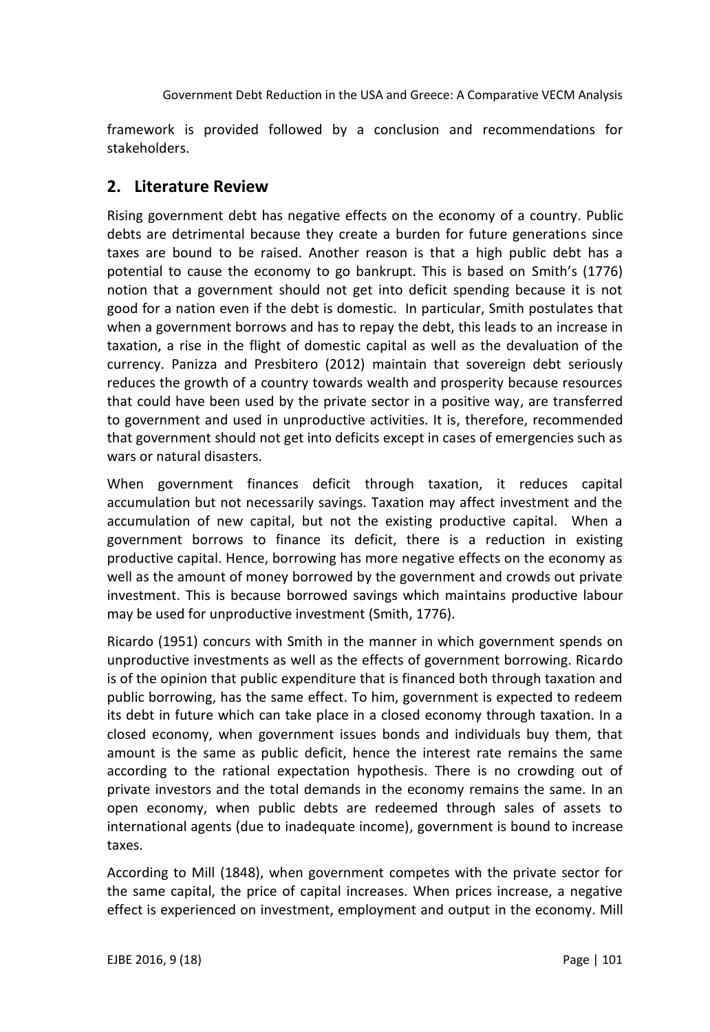framework is provided followed by a conclusion and recommendations for stakeholders.

## 2. Literature Review

Rising government debt has negative effects on the economy of a country. Public debts are detrimental because they create a burden for future generations since taxes are bound to be raised. Another reason is that a high public debt has a potential to cause the economy to go bankrupt. This is based on Smith's (1776) notion that a government should not get into deficit spending because it is not good for a nation even if the debt is domestic. In particular, Smith postulates that when a government borrows and has to repay the debt, this leads to an increase in taxation, a rise in the flight of domestic capital as well as the devaluation of the currency. Panizza and Presbitero (2012) maintain that sovereign debt seriously reduces the growth of a country towards wealth and prosperity because resources that could have been used by the private sector in a positive way, are transferred to government and used in unproductive activities. It is, therefore, recommended that government should not get into deficits except in cases of emergencies such as wars or natural disasters.

When government finances deficit through taxation, it reduces capital accumulation but not necessarily savings. Taxation may affect investment and the accumulation of new capital, but not the existing productive capital. When a government borrows to finance its deficit, there is a reduction in existing productive capital. Hence, borrowing has more negative effects on the economy as well as the amount of money borrowed by the government and crowds out private investment. This is because borrowed savings which maintains productive labour may be used for unproductive investment (Smith, 1776).

Ricardo (1951) concurs with Smith in the manner in which government spends on unproductive investments as well as the effects of government borrowing. Ricardo is of the opinion that public expenditure that is financed both through taxation and public borrowing, has the same effect. To him, government is expected to redeem its debt in future which can take place in a closed economy through taxation. In a closed economy, when government issues bonds and individuals buy them, that amount is the same as public deficit, hence the interest rate remains the same according to the rational expectation hypothesis. There is no crowding out of private investors and the total demands in the economy remains the same. In an open economy, when public debts are redeemed through sales of assets to international agents (due to inadequate income), government is bound to increase taxes.

According to Mill (1848), when government competes with the private sector for the same capital, the price of capital increases. When prices increase, a negative effect is experienced on investment, employment and output in the economy. Mill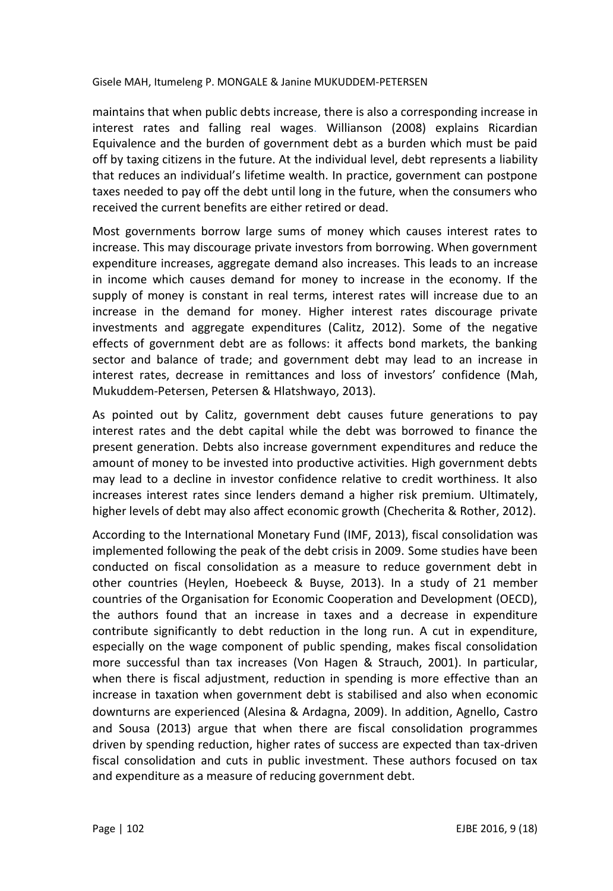maintains that when public debts increase, there is also a corresponding increase in interest rates and falling real wages. Willianson (2008) explains Ricardian Equivalence and the burden of government debt as a burden which must be paid off by taxing citizens in the future. At the individual level, debt represents a liability that reduces an individual's lifetime wealth. In practice, government can postpone taxes needed to pay off the debt until long in the future, when the consumers who received the current benefits are either retired or dead.

Most governments borrow large sums of money which causes interest rates to increase. This may discourage private investors from borrowing. When government expenditure increases, aggregate demand also increases. This leads to an increase in income which causes demand for money to increase in the economy. If the supply of money is constant in real terms, interest rates will increase due to an increase in the demand for money. Higher interest rates discourage private investments and aggregate expenditures (Calitz, 2012). Some of the negative effects of government debt are as follows: it affects bond markets, the banking sector and balance of trade; and government debt may lead to an increase in interest rates, decrease in remittances and loss of investors' confidence (Mah, Mukuddem-Petersen, Petersen & Hlatshwayo, 2013).

As pointed out by Calitz, government debt causes future generations to pay interest rates and the debt capital while the debt was borrowed to finance the present generation. Debts also increase government expenditures and reduce the amount of money to be invested into productive activities. High government debts may lead to a decline in investor confidence relative to credit worthiness. It also increases interest rates since lenders demand a higher risk premium. Ultimately, higher levels of debt may also affect economic growth (Checherita & Rother, 2012).

According to the International Monetary Fund (IMF, 2013), fiscal consolidation was implemented following the peak of the debt crisis in 2009. Some studies have been conducted on fiscal consolidation as a measure to reduce government debt in other countries (Heylen, Hoebeeck & Buyse, 2013). In a study of 21 member countries of the Organisation for Economic Cooperation and Development (OECD), the authors found that an increase in taxes and a decrease in expenditure contribute significantly to debt reduction in the long run. A cut in expenditure, especially on the wage component of public spending, makes fiscal consolidation more successful than tax increases (Von Hagen & Strauch, 2001). In particular, when there is fiscal adjustment, reduction in spending is more effective than an increase in taxation when government debt is stabilised and also when economic downturns are experienced (Alesina & Ardagna, 2009). In addition, Agnello, Castro and Sousa (2013) argue that when there are fiscal consolidation programmes driven by spending reduction, higher rates of success are expected than tax-driven fiscal consolidation and cuts in public investment. These authors focused on tax and expenditure as a measure of reducing government debt.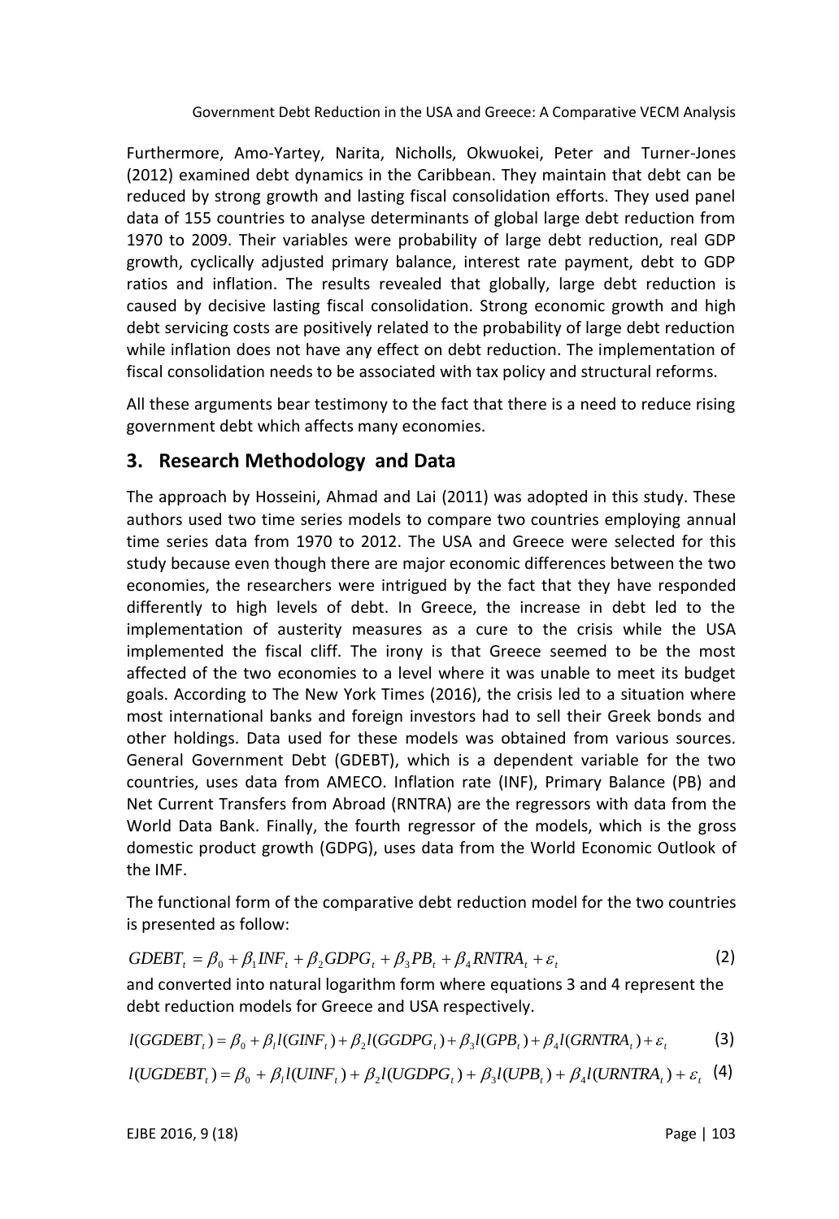Furthermore, Amo-Yartey, Narita, Nicholls, Okwuokei, Peter and Turner-Jones (2012) examined debt dynamics in the Caribbean. They maintain that debt can be reduced by strong growth and lasting fiscal consolidation efforts. They used panel data of 155 countries to analyse determinants of global large debt reduction from 1970 to 2009. Their variables were probability of large debt reduction, real GDP growth, cyclically adjusted primary balance, interest rate payment, debt to GDP ratios and inflation. The results revealed that globally, large debt reduction is caused by decisive lasting fiscal consolidation. Strong economic growth and high debt servicing costs are positively related to the probability of large debt reduction while inflation does not have any effect on debt reduction. The implementation of fiscal consolidation needs to be associated with tax policy and structural reforms.

All these arguments bear testimony to the fact that there is a need to reduce rising government debt which affects many economies.

## 3. Research Methodology and Data

The approach by Hosseini, Ahmad and Lai (2011) was adopted in this study. These authors used two time series models to compare two countries employing annual time series data from 1970 to 2012. The USA and Greece were selected for this study because even though there are major economic differences between the two economies, the researchers were intrigued by the fact that they have responded differently to high levels of debt. In Greece, the increase in debt led to the implementation of austerity measures as a cure to the crisis while the USA implemented the fiscal cliff. The irony is that Greece seemed to be the most affected of the two economies to a level where it was unable to meet its budget goals. According to The New York Times (2016), the crisis led to a situation where most international banks and foreign investors had to sell their Greek bonds and other holdings. Data used for these models was obtained from various sources. General Government Debt (GDEBT), which is a dependent variable for the two countries, uses data from AMECO. Inflation rate (INF), Primary Balance (PB) and Net Current Transfers from Abroad (RNTRA) are the regressors with data from the World Data Bank. Finally, the fourth regressor of the models, which is the gross domestic product growth (GDPG), uses data from the World Economic Outlook of the IMF.

The functional form of the comparative debt reduction model for the two countries is presented as follow:

$$GDEBT_t = \beta_0 + \beta_1 INF_t + \beta_2 GDPG_t + \beta_3 PB_t + \beta_4 RNTRA_t + \varepsilon_t \tag{2}$$

and converted into natural logarithm form where equations 3 and 4 represent the debt reduction models for Greece and USA respectively.

$$l(GGDEBT_t) = \beta_0 + \beta_l l(GINF_t) + \beta_2 l(GGDPG_t) + \beta_3 l(GPB_t) + \beta_4 l(GRNTRA_t) + \varepsilon_t \tag{3}$$

$$l(UGDEBT_t) = \beta_0 + \beta_l l(UINF_t) + \beta_2 l(UGDPG_t) + \beta_3 l(UPB_t) + \beta_4 l(URNTRA_t) + \varepsilon_t \tag{4}$$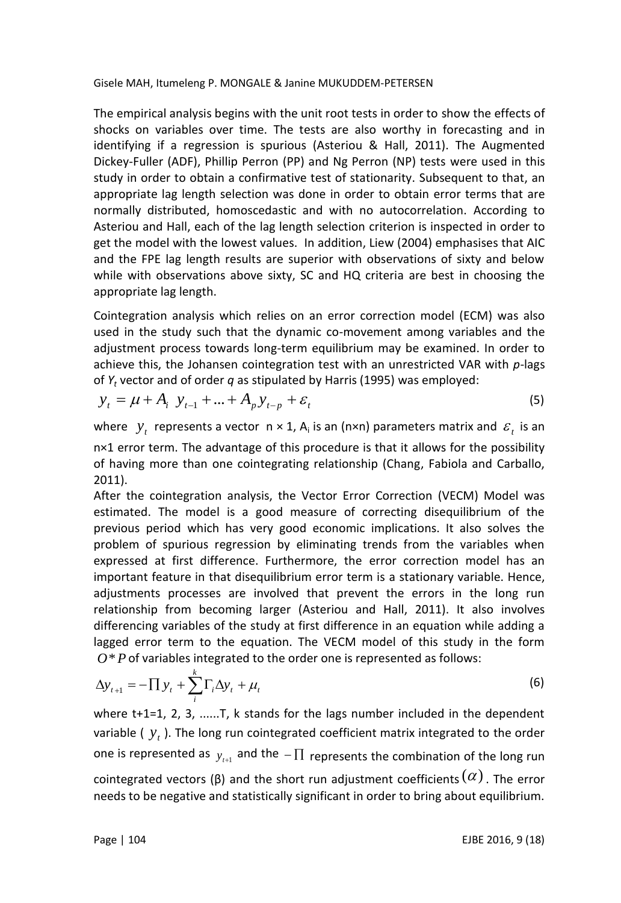The empirical analysis begins with the unit root tests in order to show the effects of shocks on variables over time. The tests are also worthy in forecasting and in identifying if a regression is spurious (Asteriou & Hall, 2011). The Augmented Dickey-Fuller (ADF), Phillip Perron (PP) and Ng Perron (NP) tests were used in this study in order to obtain a confirmative test of stationarity. Subsequent to that, an appropriate lag length selection was done in order to obtain error terms that are normally distributed, homoscedastic and with no autocorrelation. According to Asteriou and Hall, each of the lag length selection criterion is inspected in order to get the model with the lowest values. In addition, Liew (2004) emphasises that AIC and the FPE lag length results are superior with observations of sixty and below while with observations above sixty, SC and HQ criteria are best in choosing the appropriate lag length.

Cointegration analysis which relies on an error correction model (ECM) was also used in the study such that the dynamic co-movement among variables and the adjustment process towards long-term equilibrium may be examined. In order to achieve this, the Johansen cointegration test with an unrestricted VAR with *p*-lags of $Y_t$ vector and of order *q* as stipulated by Harris (1995) was employed:

$$y_t = \mu + A_i \; y_{t-1} + \ldots + A_p y_{t-p} + \varepsilon_t \tag{5}$$

where $y_t$ represents a vector n × 1, $A_i$ is an (n×n) parameters matrix and $\varepsilon_t$ is an n×1 error term. The advantage of this procedure is that it allows for the possibility of having more than one cointegrating relationship (Chang, Fabiola and Carballo, 2011).

After the cointegration analysis, the Vector Error Correction (VECM) Model was estimated. The model is a good measure of correcting disequilibrium of the previous period which has very good economic implications. It also solves the problem of spurious regression by eliminating trends from the variables when expressed at first difference. Furthermore, the error correction model has an important feature in that disequilibrium error term is a stationary variable. Hence, adjustments processes are involved that prevent the errors in the long run relationship from becoming larger (Asteriou and Hall, 2011). It also involves differencing variables of the study at first difference in an equation while adding a lagged error term to the equation. The VECM model of this study in the form $O*P$ of variables integrated to the order one is represented as follows:

$$\Delta y_{t+1} = -\prod y_t + \sum_{i}^{k} \Gamma_i \Delta y_t + \mu_t \tag{6}$$

where t+1=1, 2, 3, ......T, k stands for the lags number included in the dependent variable ( $y_t$ ). The long run cointegrated coefficient matrix integrated to the order one is represented as $y_{t+1}$ and the $-\prod$ represents the combination of the long run cointegrated vectors (β) and the short run adjustment coefficients $(\alpha)$. The error needs to be negative and statistically significant in order to bring about equilibrium.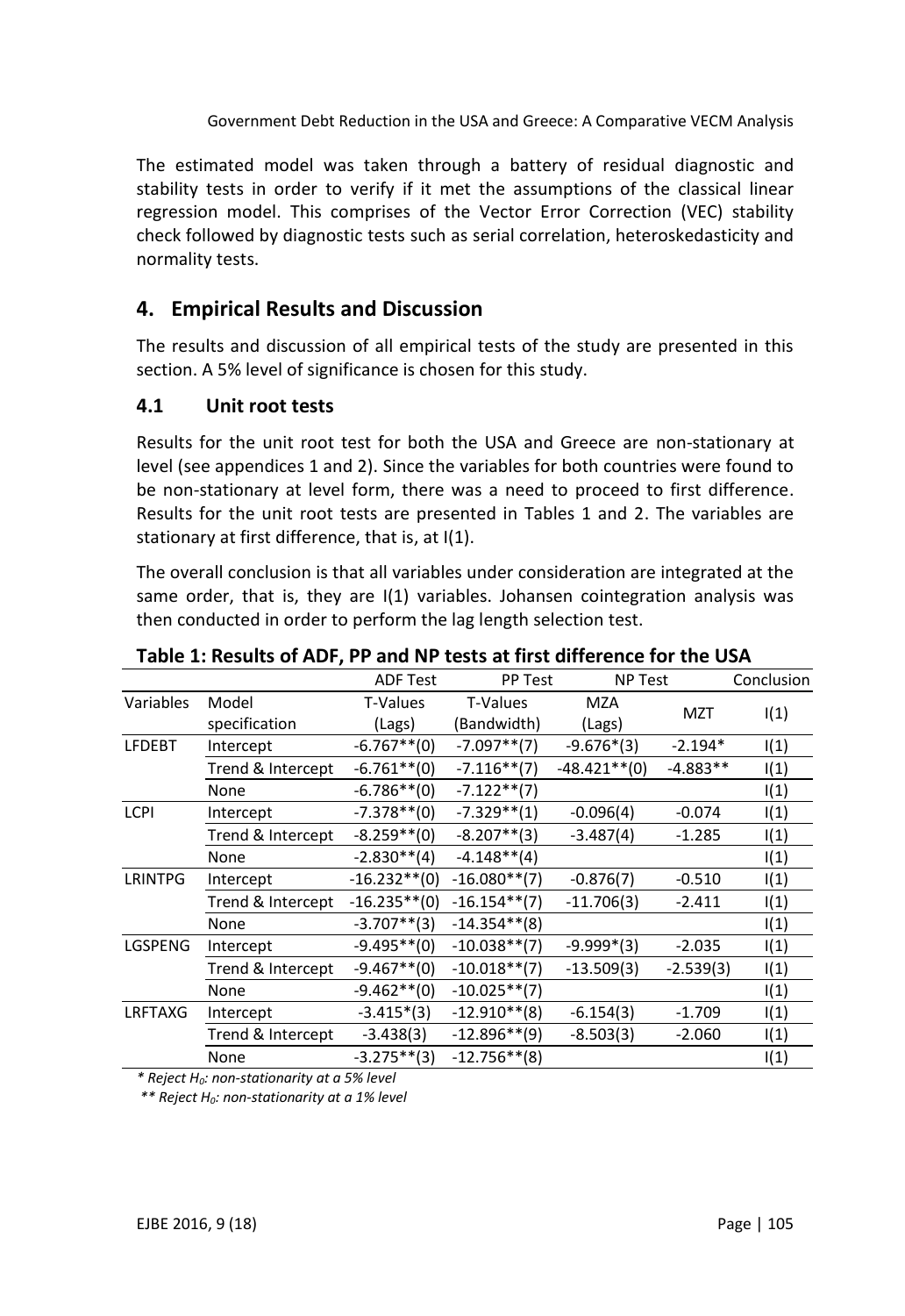The estimated model was taken through a battery of residual diagnostic and stability tests in order to verify if it met the assumptions of the classical linear regression model. This comprises of the Vector Error Correction (VEC) stability check followed by diagnostic tests such as serial correlation, heteroskedasticity and normality tests.

## 4. Empirical Results and Discussion

The results and discussion of all empirical tests of the study are presented in this section. A 5% level of significance is chosen for this study.

### 4.1 Unit root tests

Results for the unit root test for both the USA and Greece are non-stationary at level (see appendices 1 and 2). Since the variables for both countries were found to be non-stationary at level form, there was a need to proceed to first difference. Results for the unit root tests are presented in Tables 1 and 2. The variables are stationary at first difference, that is, at I(1).

The overall conclusion is that all variables under consideration are integrated at the same order, that is, they are I(1) variables. Johansen cointegration analysis was then conducted in order to perform the lag length selection test.

**Table 1: Results of ADF, PP and NP tests at first difference for the USA**

| | | ADF Test | PP Test | NP Test | | Conclusion |
|---|---|---|---|---|---|---|
| Variables | Model specification | T-Values (Lags) | T-Values (Bandwidth) | MZA (Lags) | MZT | I(1) |
| LFDEBT | Intercept | -6.767**(0) | -7.097**(7) | -9.676*(3) | -2.194* | I(1) |
| | Trend & Intercept | -6.761**(0) | -7.116**(7) | -48.421**(0) | -4.883** | I(1) |
| | None | -6.786**(0) | -7.122**(7) | | | I(1) |
| LCPI | Intercept | -7.378**(0) | -7.329**(1) | -0.096(4) | -0.074 | I(1) |
| | Trend & Intercept | -8.259**(0) | -8.207**(3) | -3.487(4) | -1.285 | I(1) |
| | None | -2.830**(4) | -4.148**(4) | | | I(1) |
| LRINTPG | Intercept | -16.232**(0) | -16.080**(7) | -0.876(7) | -0.510 | I(1) |
| | Trend & Intercept | -16.235**(0) | -16.154**(7) | -11.706(3) | -2.411 | I(1) |
| | None | -3.707**(3) | -14.354**(8) | | | I(1) |
| LGSPENG | Intercept | -9.495**(0) | -10.038**(7) | -9.999*(3) | -2.035 | I(1) |
| | Trend & Intercept | -9.467**(0) | -10.018**(7) | -13.509(3) | -2.539(3) | I(1) |
| | None | -9.462**(0) | -10.025**(7) | | | I(1) |
| LRFTAXG | Intercept | -3.415*(3) | -12.910**(8) | -6.154(3) | -1.709 | I(1) |
| | Trend & Intercept | -3.438(3) | -12.896**(9) | -8.503(3) | -2.060 | I(1) |
| | None | -3.275**(3) | -12.756**(8) | | | I(1) |

*\* Reject $H_0$: non-stationarity at a 5% level*

*\*\* Reject $H_0$: non-stationarity at a 1% level*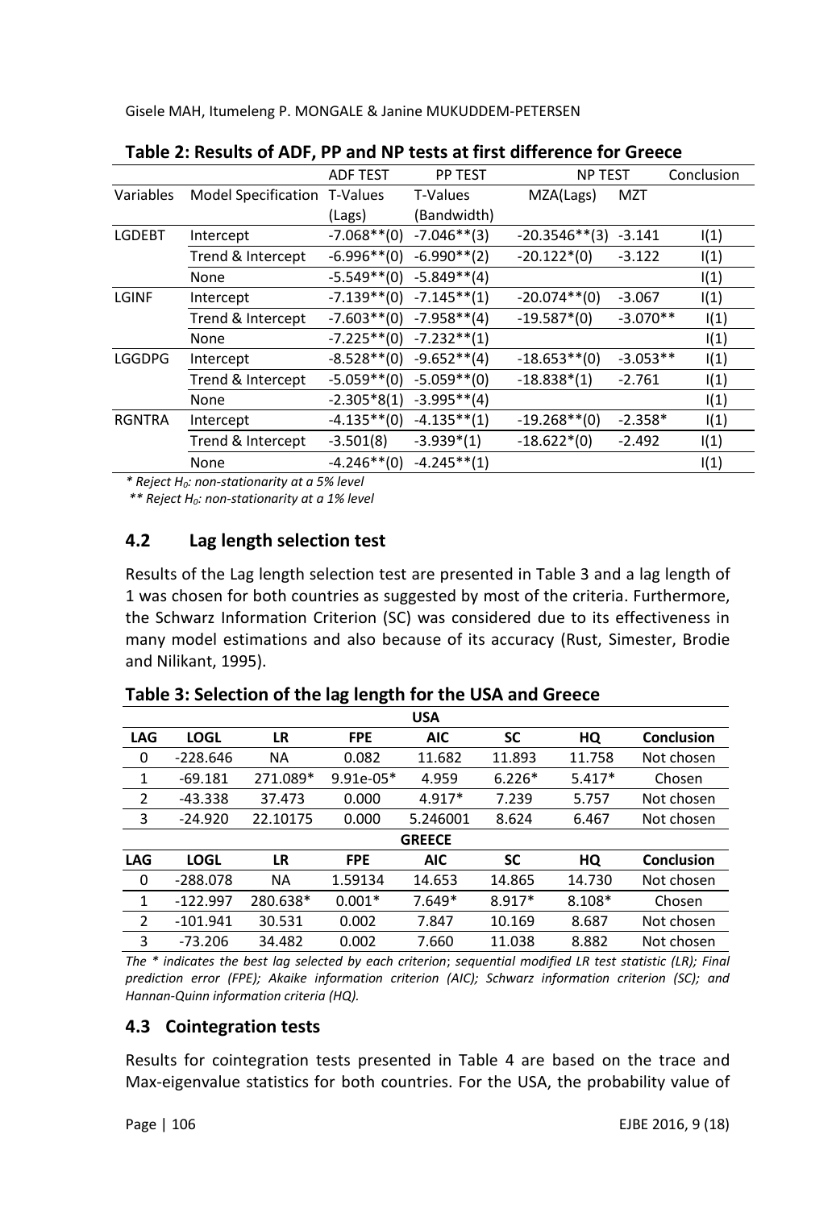**Table 2: Results of ADF, PP and NP tests at first difference for Greece**

| | | ADF TEST | PP TEST | NP TEST | | Conclusion |
|---|---|---|---|---|---|---|
| Variables | Model Specification | T-Values (Lags) | T-Values (Bandwidth) | MZA(Lags) | MZT | |
| LGDEBT | Intercept | -7.068**(0) | -7.046**(3) | -20.3546**(3) | -3.141 | I(1) |
| | Trend & Intercept | -6.996**(0) | -6.990**(2) | -20.122*(0) | -3.122 | I(1) |
| | None | -5.549**(0) | -5.849**(4) | | | I(1) |
| LGINF | Intercept | -7.139**(0) | -7.145**(1) | -20.074**(0) | -3.067 | I(1) |
| | Trend & Intercept | -7.603**(0) | -7.958**(4) | -19.587*(0) | -3.070** | I(1) |
| | None | -7.225**(0) | -7.232**(1) | | | I(1) |
| LGGDPG | Intercept | -8.528**(0) | -9.652**(4) | -18.653**(0) | -3.053** | I(1) |
| | Trend & Intercept | -5.059**(0) | -5.059**(0) | -18.838*(1) | -2.761 | I(1) |
| | None | -2.305*8(1) | -3.995**(4) | | | I(1) |
| RGNTRA | Intercept | -4.135**(0) | -4.135**(1) | -19.268**(0) | -2.358* | I(1) |
| | Trend & Intercept | -3.501(8) | -3.939*(1) | -18.622*(0) | -2.492 | I(1) |
| | None | -4.246**(0) | -4.245**(1) | | | I(1) |

*\* Reject $H_0$: non-stationarity at a 5% level*

*\*\* Reject $H_0$: non-stationarity at a 1% level*

## 4.2 Lag length selection test

Results of the Lag length selection test are presented in Table 3 and a lag length of 1 was chosen for both countries as suggested by most of the criteria. Furthermore, the Schwarz Information Criterion (SC) was considered due to its effectiveness in many model estimations and also because of its accuracy (Rust, Simester, Brodie and Nilikant, 1995).

**Table 3: Selection of the lag length for the USA and Greece**

| | | | | USA | | | |
|---|---|---|---|---|---|---|---|
| **LAG** | **LOGL** | **LR** | **FPE** | **AIC** | **SC** | **HQ** | **Conclusion** |
| 0 | -228.646 | NA | 0.082 | 11.682 | 11.893 | 11.758 | Not chosen |
| 1 | -69.181 | 271.089* | 9.91e-05* | 4.959 | 6.226* | 5.417* | Chosen |
| 2 | -43.338 | 37.473 | 0.000 | 4.917* | 7.239 | 5.757 | Not chosen |
| 3 | -24.920 | 22.10175 | 0.000 | 5.246001 | 8.624 | 6.467 | Not chosen |
| | | | | **GREECE** | | | |
| **LAG** | **LOGL** | **LR** | **FPE** | **AIC** | **SC** | **HQ** | **Conclusion** |
| 0 | -288.078 | NA | 1.59134 | 14.653 | 14.865 | 14.730 | Not chosen |
| 1 | -122.997 | 280.638* | 0.001* | 7.649* | 8.917* | 8.108* | Chosen |
| 2 | -101.941 | 30.531 | 0.002 | 7.847 | 10.169 | 8.687 | Not chosen |
| 3 | -73.206 | 34.482 | 0.002 | 7.660 | 11.038 | 8.882 | Not chosen |

*The \* indicates the best lag selected by each criterion; sequential modified LR test statistic (LR); Final prediction error (FPE); Akaike information criterion (AIC); Schwarz information criterion (SC); and Hannan-Quinn information criteria (HQ).*

## 4.3 Cointegration tests

Results for cointegration tests presented in Table 4 are based on the trace and Max-eigenvalue statistics for both countries. For the USA, the probability value of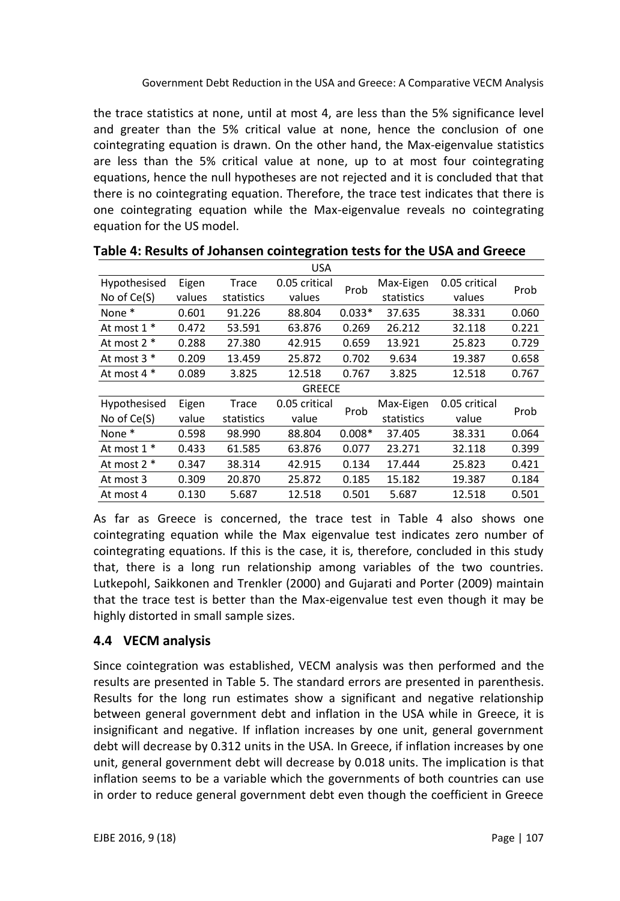the trace statistics at none, until at most 4, are less than the 5% significance level and greater than the 5% critical value at none, hence the conclusion of one cointegrating equation is drawn. On the other hand, the Max-eigenvalue statistics are less than the 5% critical value at none, up to at most four cointegrating equations, hence the null hypotheses are not rejected and it is concluded that that there is no cointegrating equation. Therefore, the trace test indicates that there is one cointegrating equation while the Max-eigenvalue reveals no cointegrating equation for the US model.

**Table 4: Results of Johansen cointegration tests for the USA and Greece**

| USA | | | | | | | |
|---|---|---|---|---|---|---|---|
| Hypothesised No of Ce(S) | Eigen values | Trace statistics | 0.05 critical values | Prob | Max-Eigen statistics | 0.05 critical values | Prob |
| None * | 0.601 | 91.226 | 88.804 | 0.033* | 37.635 | 38.331 | 0.060 |
| At most 1 * | 0.472 | 53.591 | 63.876 | 0.269 | 26.212 | 32.118 | 0.221 |
| At most 2 * | 0.288 | 27.380 | 42.915 | 0.659 | 13.921 | 25.823 | 0.729 |
| At most 3 * | 0.209 | 13.459 | 25.872 | 0.702 | 9.634 | 19.387 | 0.658 |
| At most 4 * | 0.089 | 3.825 | 12.518 | 0.767 | 3.825 | 12.518 | 0.767 |
| GREECE | | | | | | | |
| Hypothesised No of Ce(S) | Eigen value | Trace statistics | 0.05 critical value | Prob | Max-Eigen statistics | 0.05 critical value | Prob |
| None * | 0.598 | 98.990 | 88.804 | 0.008* | 37.405 | 38.331 | 0.064 |
| At most 1 * | 0.433 | 61.585 | 63.876 | 0.077 | 23.271 | 32.118 | 0.399 |
| At most 2 * | 0.347 | 38.314 | 42.915 | 0.134 | 17.444 | 25.823 | 0.421 |
| At most 3 | 0.309 | 20.870 | 25.872 | 0.185 | 15.182 | 19.387 | 0.184 |
| At most 4 | 0.130 | 5.687 | 12.518 | 0.501 | 5.687 | 12.518 | 0.501 |

As far as Greece is concerned, the trace test in Table 4 also shows one cointegrating equation while the Max eigenvalue test indicates zero number of cointegrating equations. If this is the case, it is, therefore, concluded in this study that, there is a long run relationship among variables of the two countries. Lutkepohl, Saikkonen and Trenkler (2000) and Gujarati and Porter (2009) maintain that the trace test is better than the Max-eigenvalue test even though it may be highly distorted in small sample sizes.

## 4.4 VECM analysis

Since cointegration was established, VECM analysis was then performed and the results are presented in Table 5. The standard errors are presented in parenthesis. Results for the long run estimates show a significant and negative relationship between general government debt and inflation in the USA while in Greece, it is insignificant and negative. If inflation increases by one unit, general government debt will decrease by 0.312 units in the USA. In Greece, if inflation increases by one unit, general government debt will decrease by 0.018 units. The implication is that inflation seems to be a variable which the governments of both countries can use in order to reduce general government debt even though the coefficient in Greece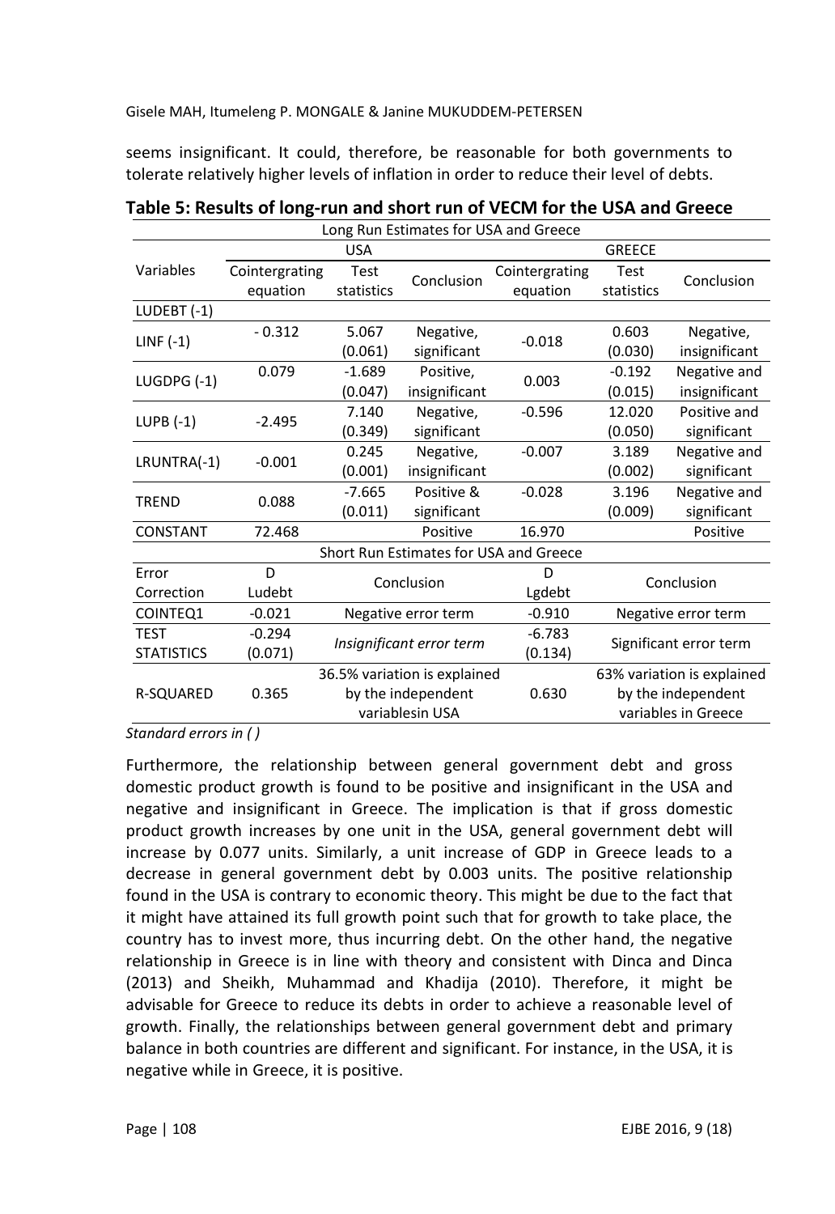seems insignificant. It could, therefore, be reasonable for both governments to tolerate relatively higher levels of inflation in order to reduce their level of debts.

**Table 5: Results of long-run and short run of VECM for the USA and Greece**

| Long Run Estimates for USA and Greece | | | | | | |
|---|---|---|---|---|---|---|
| | USA | | | GREECE | | |
| Variables | Cointergrating equation | Test statistics | Conclusion | Cointergrating equation | Test statistics | Conclusion |
| LUDEBT (-1) | | | | | | |
| LINF (-1) | - 0.312 | 5.067 (0.061) | Negative, significant | -0.018 | 0.603 (0.030) | Negative, insignificant |
| LUGDPG (-1) | 0.079 | -1.689 (0.047) | Positive, insignificant | 0.003 | -0.192 (0.015) | Negative and insignificant |
| LUPB (-1) | -2.495 | 7.140 (0.349) | Negative, significant | -0.596 | 12.020 (0.050) | Positive and significant |
| LRUNTRA(-1) | -0.001 | 0.245 (0.001) | Negative, insignificant | -0.007 | 3.189 (0.002) | Negative and significant |
| TREND | 0.088 | -7.665 (0.011) | Positive & significant | -0.028 | 3.196 (0.009) | Negative and significant |
| CONSTANT | 72.468 | | Positive | 16.970 | | Positive |
| **Short Run Estimates for USA and Greece** | | | | | | |
| Error Correction | D Ludebt | Conclusion | | D Lgdebt | Conclusion | |
| COINTEQ1 | -0.021 | Negative error term | | -0.910 | Negative error term | |
| TEST STATISTICS | -0.294 (0.071) | *Insignificant error term* | | -6.783 (0.134) | Significant error term | |
| R-SQUARED | 0.365 | 36.5% variation is explained by the independent variablesin USA | | 0.630 | 63% variation is explained by the independent variables in Greece | |

*Standard errors in ( )*

Furthermore, the relationship between general government debt and gross domestic product growth is found to be positive and insignificant in the USA and negative and insignificant in Greece. The implication is that if gross domestic product growth increases by one unit in the USA, general government debt will increase by 0.077 units. Similarly, a unit increase of GDP in Greece leads to a decrease in general government debt by 0.003 units. The positive relationship found in the USA is contrary to economic theory. This might be due to the fact that it might have attained its full growth point such that for growth to take place, the country has to invest more, thus incurring debt. On the other hand, the negative relationship in Greece is in line with theory and consistent with Dinca and Dinca (2013) and Sheikh, Muhammad and Khadija (2010). Therefore, it might be advisable for Greece to reduce its debts in order to achieve a reasonable level of growth. Finally, the relationships between general government debt and primary balance in both countries are different and significant. For instance, in the USA, it is negative while in Greece, it is positive.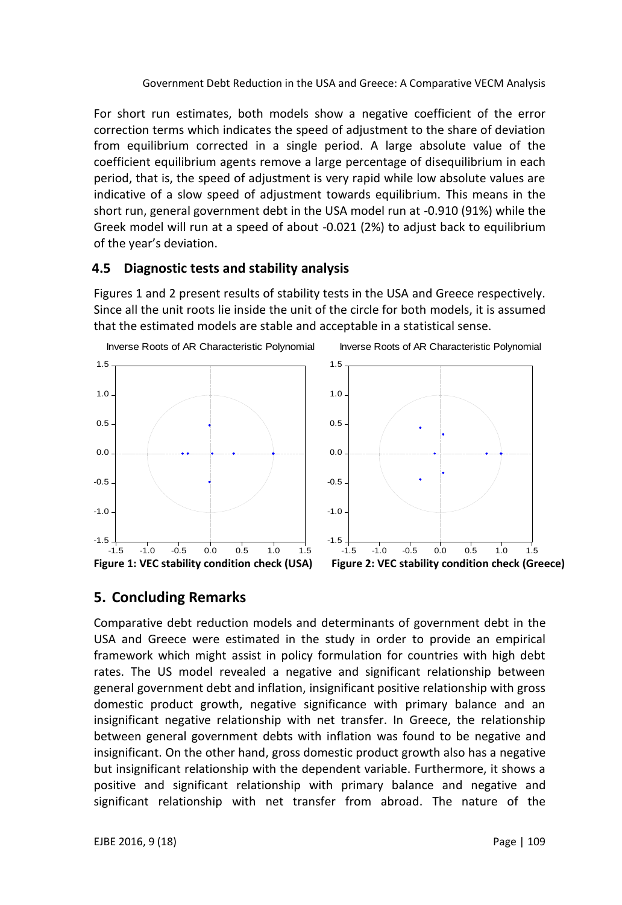For short run estimates, both models show a negative coefficient of the error correction terms which indicates the speed of adjustment to the share of deviation from equilibrium corrected in a single period. A large absolute value of the coefficient equilibrium agents remove a large percentage of disequilibrium in each period, that is, the speed of adjustment is very rapid while low absolute values are indicative of a slow speed of adjustment towards equilibrium. This means in the short run, general government debt in the USA model run at -0.910 (91%) while the Greek model will run at a speed of about -0.021 (2%) to adjust back to equilibrium of the year's deviation.

### 4.5 Diagnostic tests and stability analysis

Figures 1 and 2 present results of stability tests in the USA and Greece respectively. Since all the unit roots lie inside the unit of the circle for both models, it is assumed that the estimated models are stable and acceptable in a statistical sense.

**Figure 1: VEC stability condition check (USA)**

**Figure 2: VEC stability condition check (Greece)**

## 5. Concluding Remarks

Comparative debt reduction models and determinants of government debt in the USA and Greece were estimated in the study in order to provide an empirical framework which might assist in policy formulation for countries with high debt rates. The US model revealed a negative and significant relationship between general government debt and inflation, insignificant positive relationship with gross domestic product growth, negative significance with primary balance and an insignificant negative relationship with net transfer. In Greece, the relationship between general government debts with inflation was found to be negative and insignificant. On the other hand, gross domestic product growth also has a negative but insignificant relationship with the dependent variable. Furthermore, it shows a positive and significant relationship with primary balance and negative and significant relationship with net transfer from abroad. The nature of the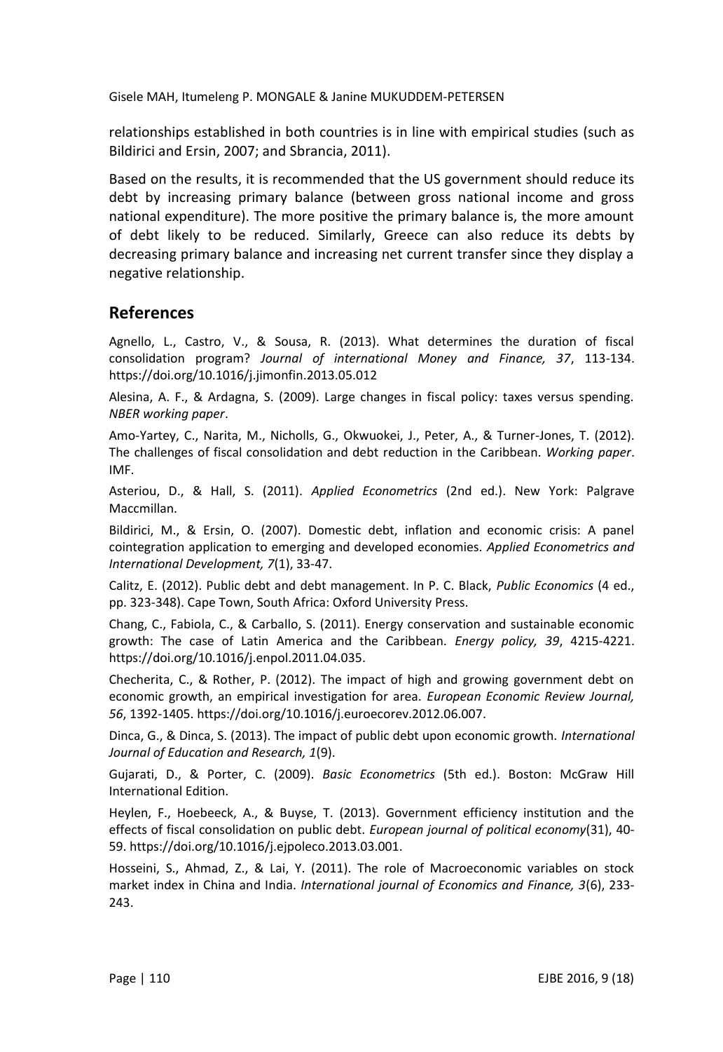relationships established in both countries is in line with empirical studies (such as Bildirici and Ersin, 2007; and Sbrancia, 2011).

Based on the results, it is recommended that the US government should reduce its debt by increasing primary balance (between gross national income and gross national expenditure). The more positive the primary balance is, the more amount of debt likely to be reduced. Similarly, Greece can also reduce its debts by decreasing primary balance and increasing net current transfer since they display a negative relationship.

## References

Agnello, L., Castro, V., & Sousa, R. (2013). What determines the duration of fiscal consolidation program? *Journal of international Money and Finance, 37*, 113-134. https://doi.org/10.1016/j.jimonfin.2013.05.012

Alesina, A. F., & Ardagna, S. (2009). Large changes in fiscal policy: taxes versus spending. *NBER working paper*.

Amo-Yartey, C., Narita, M., Nicholls, G., Okwuokei, J., Peter, A., & Turner-Jones, T. (2012). The challenges of fiscal consolidation and debt reduction in the Caribbean. *Working paper*. IMF.

Asteriou, D., & Hall, S. (2011). *Applied Econometrics* (2nd ed.). New York: Palgrave Maccmillan.

Bildirici, M., & Ersin, O. (2007). Domestic debt, inflation and economic crisis: A panel cointegration application to emerging and developed economies. *Applied Econometrics and International Development, 7*(1), 33-47.

Calitz, E. (2012). Public debt and debt management. In P. C. Black, *Public Economics* (4 ed., pp. 323-348). Cape Town, South Africa: Oxford University Press.

Chang, C., Fabiola, C., & Carballo, S. (2011). Energy conservation and sustainable economic growth: The case of Latin America and the Caribbean. *Energy policy, 39*, 4215-4221. https://doi.org/10.1016/j.enpol.2011.04.035.

Checherita, C., & Rother, P. (2012). The impact of high and growing government debt on economic growth, an empirical investigation for area. *European Economic Review Journal, 56*, 1392-1405. https://doi.org/10.1016/j.euroecorev.2012.06.007.

Dinca, G., & Dinca, S. (2013). The impact of public debt upon economic growth. *International Journal of Education and Research, 1*(9).

Gujarati, D., & Porter, C. (2009). *Basic Econometrics* (5th ed.). Boston: McGraw Hill International Edition.

Heylen, F., Hoebeeck, A., & Buyse, T. (2013). Government efficiency institution and the effects of fiscal consolidation on public debt. *European journal of political economy*(31), 40-59. https://doi.org/10.1016/j.ejpoleco.2013.03.001.

Hosseini, S., Ahmad, Z., & Lai, Y. (2011). The role of Macroeconomic variables on stock market index in China and India. *International journal of Economics and Finance, 3*(6), 233-243.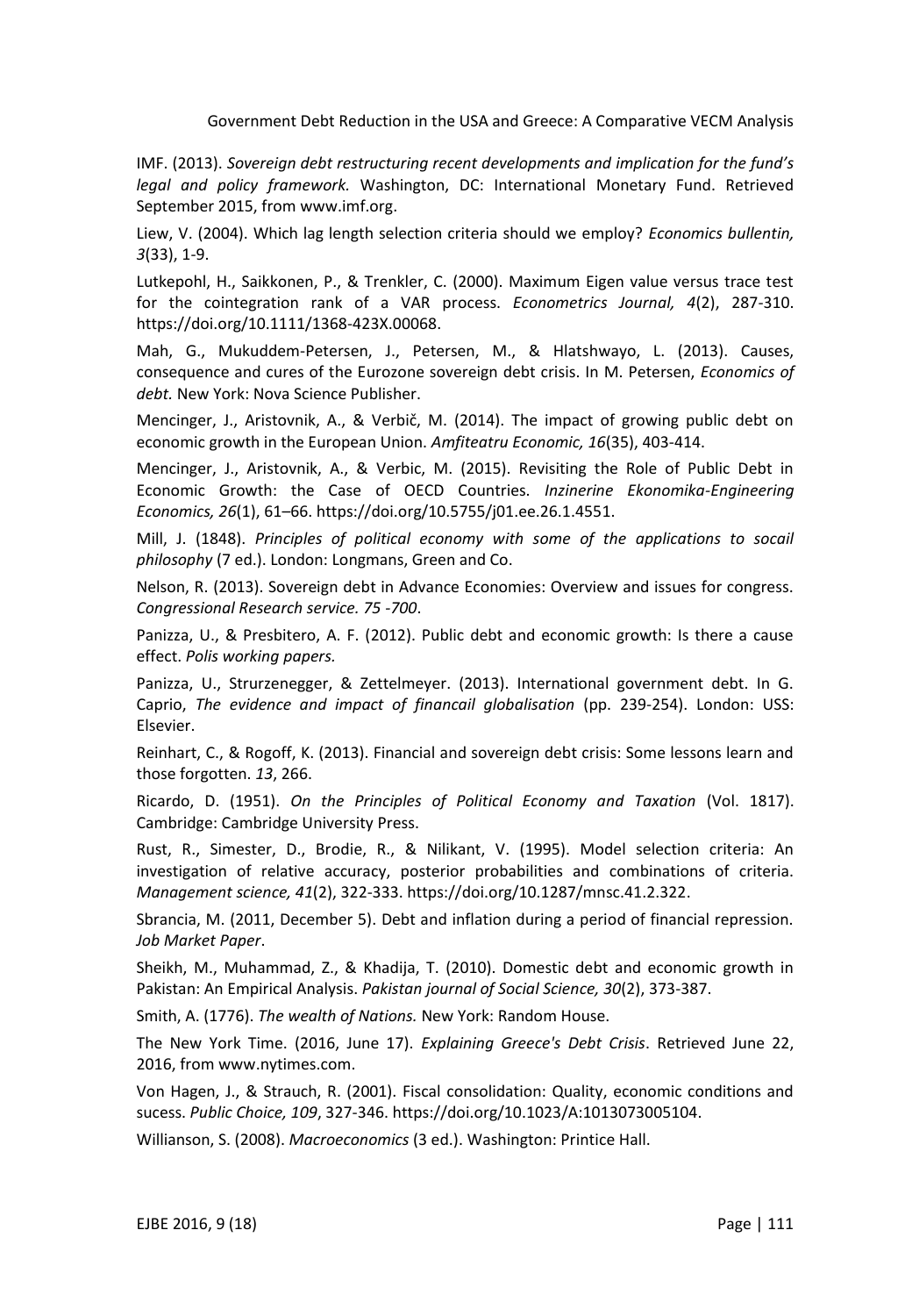IMF. (2013). *Sovereign debt restructuring recent developments and implication for the fund's legal and policy framework.* Washington, DC: International Monetary Fund. Retrieved September 2015, from www.imf.org.

Liew, V. (2004). Which lag length selection criteria should we employ? *Economics bullentin, 3*(33), 1-9.

Lutkepohl, H., Saikkonen, P., & Trenkler, C. (2000). Maximum Eigen value versus trace test for the cointegration rank of a VAR process. *Econometrics Journal, 4*(2), 287-310. https://doi.org/10.1111/1368-423X.00068.

Mah, G., Mukuddem-Petersen, J., Petersen, M., & Hlatshwayo, L. (2013). Causes, consequence and cures of the Eurozone sovereign debt crisis. In M. Petersen, *Economics of debt.* New York: Nova Science Publisher.

Mencinger, J., Aristovnik, A., & Verbič, M. (2014). The impact of growing public debt on economic growth in the European Union. *Amfiteatru Economic, 16*(35), 403-414.

Mencinger, J., Aristovnik, A., & Verbic, M. (2015). Revisiting the Role of Public Debt in Economic Growth: the Case of OECD Countries. *Inzinerine Ekonomika-Engineering Economics, 26*(1), 61–66. https://doi.org/10.5755/j01.ee.26.1.4551.

Mill, J. (1848). *Principles of political economy with some of the applications to socail philosophy* (7 ed.). London: Longmans, Green and Co.

Nelson, R. (2013). Sovereign debt in Advance Economies: Overview and issues for congress. *Congressional Research service. 75 -700*.

Panizza, U., & Presbitero, A. F. (2012). Public debt and economic growth: Is there a cause effect. *Polis working papers.*

Panizza, U., Strurzenegger, & Zettelmeyer. (2013). International government debt. In G. Caprio, *The evidence and impact of financail globalisation* (pp. 239-254). London: USS: Elsevier.

Reinhart, C., & Rogoff, K. (2013). Financial and sovereign debt crisis: Some lessons learn and those forgotten. *13*, 266.

Ricardo, D. (1951). *On the Principles of Political Economy and Taxation* (Vol. 1817). Cambridge: Cambridge University Press.

Rust, R., Simester, D., Brodie, R., & Nilikant, V. (1995). Model selection criteria: An investigation of relative accuracy, posterior probabilities and combinations of criteria. *Management science, 41*(2), 322-333. https://doi.org/10.1287/mnsc.41.2.322.

Sbrancia, M. (2011, December 5). Debt and inflation during a period of financial repression. *Job Market Paper*.

Sheikh, M., Muhammad, Z., & Khadija, T. (2010). Domestic debt and economic growth in Pakistan: An Empirical Analysis. *Pakistan journal of Social Science, 30*(2), 373-387.

Smith, A. (1776). *The wealth of Nations.* New York: Random House.

The New York Time. (2016, June 17). *Explaining Greece's Debt Crisis*. Retrieved June 22, 2016, from www.nytimes.com.

Von Hagen, J., & Strauch, R. (2001). Fiscal consolidation: Quality, economic conditions and sucess. *Public Choice, 109*, 327-346. https://doi.org/10.1023/A:1013073005104.

Willianson, S. (2008). *Macroeconomics* (3 ed.). Washington: Printice Hall.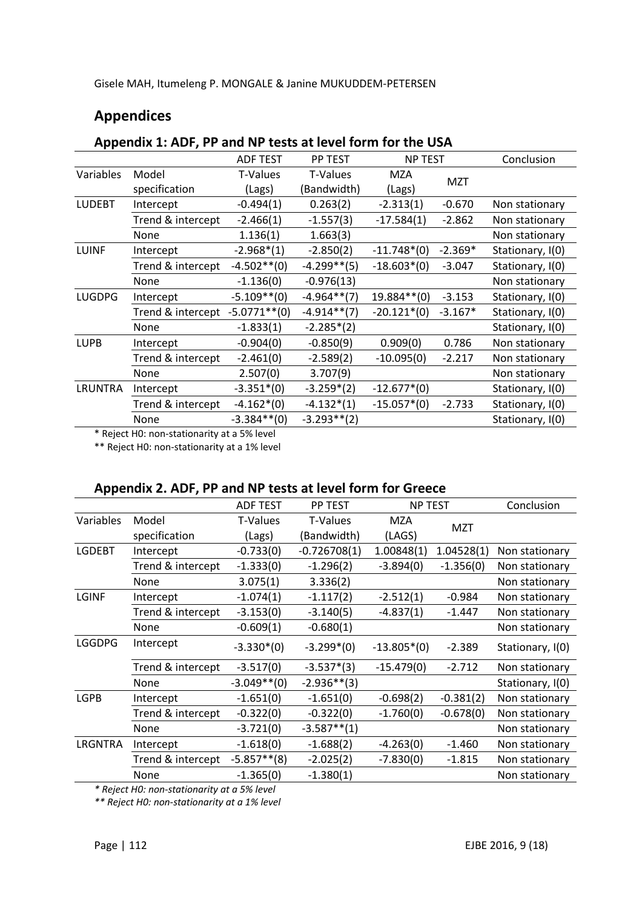## Appendices

### Appendix 1: ADF, PP and NP tests at level form for the USA

| | | ADF TEST | PP TEST | NP TEST | | Conclusion |
|---|---|---|---|---|---|---|
| Variables | Model specification | T-Values (Lags) | T-Values (Bandwidth) | MZA (Lags) | MZT | |
| LUDEBT | Intercept | -0.494(1) | 0.263(2) | -2.313(1) | -0.670 | Non stationary |
| | Trend & intercept | -2.466(1) | -1.557(3) | -17.584(1) | -2.862 | Non stationary |
| | None | 1.136(1) | 1.663(3) | | | Non stationary |
| LUINF | Intercept | -2.968*(1) | -2.850(2) | -11.748*(0) | -2.369* | Stationary, I(0) |
| | Trend & intercept | -4.502**(0) | -4.299**(5) | -18.603*(0) | -3.047 | Stationary, I(0) |
| | None | -1.136(0) | -0.976(13) | | | Non stationary |
| LUGDPG | Intercept | -5.109**(0) | -4.964**(7) | 19.884**(0) | -3.153 | Stationary, I(0) |
| | Trend & intercept | -5.0771**(0) | -4.914**(7) | -20.121*(0) | -3.167* | Stationary, I(0) |
| | None | -1.833(1) | -2.285*(2) | | | Stationary, I(0) |
| LUPB | Intercept | -0.904(0) | -0.850(9) | 0.909(0) | 0.786 | Non stationary |
| | Trend & intercept | -2.461(0) | -2.589(2) | -10.095(0) | -2.217 | Non stationary |
| | None | 2.507(0) | 3.707(9) | | | Non stationary |
| LRUNTRA | Intercept | -3.351*(0) | -3.259*(2) | -12.677*(0) | | Stationary, I(0) |
| | Trend & intercept | -4.162*(0) | -4.132*(1) | -15.057*(0) | -2.733 | Stationary, I(0) |
| | None | -3.384**(0) | -3.293**(2) | | | Stationary, I(0) |

\* Reject H0: non-stationarity at a 5% level

\** Reject H0: non-stationarity at a 1% level

### Appendix 2. ADF, PP and NP tests at level form for Greece

| | | ADF TEST | PP TEST | NP TEST | | Conclusion |
|---|---|---|---|---|---|---|
| Variables | Model specification | T-Values (Lags) | T-Values (Bandwidth) | MZA (LAGS) | MZT | |
| LGDEBT | Intercept | -0.733(0) | -0.726708(1) | 1.00848(1) | 1.04528(1) | Non stationary |
| | Trend & intercept | -1.333(0) | -1.296(2) | -3.894(0) | -1.356(0) | Non stationary |
| | None | 3.075(1) | 3.336(2) | | | Non stationary |
| LGINF | Intercept | -1.074(1) | -1.117(2) | -2.512(1) | -0.984 | Non stationary |
| | Trend & intercept | -3.153(0) | -3.140(5) | -4.837(1) | -1.447 | Non stationary |
| | None | -0.609(1) | -0.680(1) | | | Non stationary |
| LGGDPG | Intercept | -3.330*(0) | -3.299*(0) | -13.805*(0) | -2.389 | Stationary, I(0) |
| | Trend & intercept | -3.517(0) | -3.537*(3) | -15.479(0) | -2.712 | Non stationary |
| | None | -3.049**(0) | -2.936**(3) | | | Stationary, I(0) |
| LGPB | Intercept | -1.651(0) | -1.651(0) | -0.698(2) | -0.381(2) | Non stationary |
| | Trend & intercept | -0.322(0) | -0.322(0) | -1.760(0) | -0.678(0) | Non stationary |
| | None | -3.721(0) | -3.587**(1) | | | Non stationary |
| LRGNTRA | Intercept | -1.618(0) | -1.688(2) | -4.263(0) | -1.460 | Non stationary |
| | Trend & intercept | -5.857**(8) | -2.025(2) | -7.830(0) | -1.815 | Non stationary |
| | None | -1.365(0) | -1.380(1) | | | Non stationary |

*\* Reject H0: non-stationarity at a 5% level*

*\** Reject H0: non-stationarity at a 1% level*